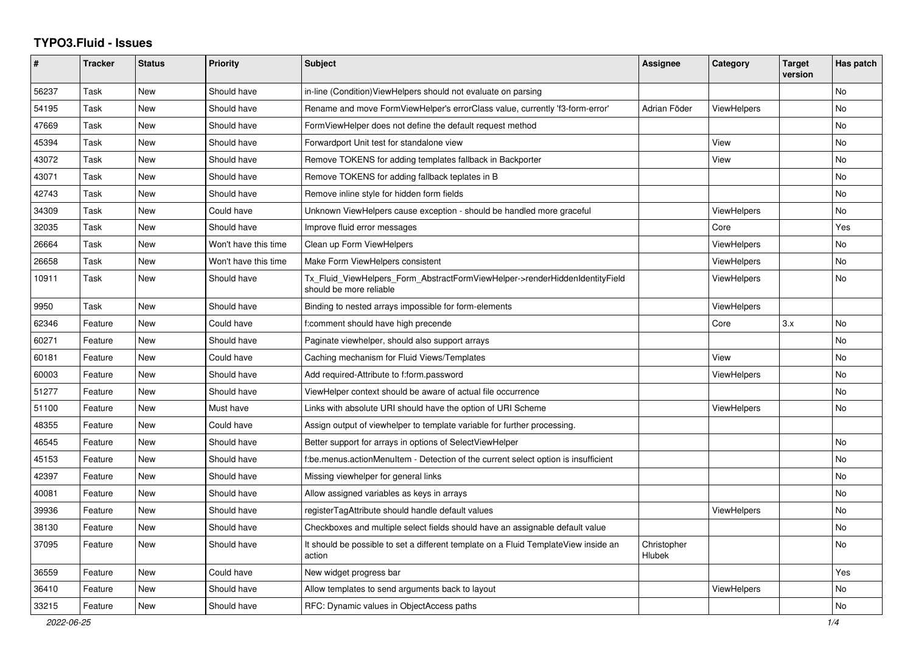# TYPO3.Fluid - Issues

| # | Tracker | Status | Priority | Subject | Assignee | Category | Target version | Has patch |
|---|---|---|---|---|---|---|---|---|
| 56237 | Task | New | Should have | in-line (Condition)ViewHelpers should not evaluate on parsing | | | | No |
| 54195 | Task | New | Should have | Rename and move FormViewHelper's errorClass value, currently 'f3-form-error' | Adrian Föder | ViewHelpers | | No |
| 47669 | Task | New | Should have | FormViewHelper does not define the default request method | | | | No |
| 45394 | Task | New | Should have | Forwardport Unit test for standalone view | | View | | No |
| 43072 | Task | New | Should have | Remove TOKENS for adding templates fallback in Backporter | | View | | No |
| 43071 | Task | New | Should have | Remove TOKENS for adding fallback teplates in B | | | | No |
| 42743 | Task | New | Should have | Remove inline style for hidden form fields | | | | No |
| 34309 | Task | New | Could have | Unknown ViewHelpers cause exception - should be handled more graceful | | ViewHelpers | | No |
| 32035 | Task | New | Should have | Improve fluid error messages | | Core | | Yes |
| 26664 | Task | New | Won't have this time | Clean up Form ViewHelpers | | ViewHelpers | | No |
| 26658 | Task | New | Won't have this time | Make Form ViewHelpers consistent | | ViewHelpers | | No |
| 10911 | Task | New | Should have | Tx_Fluid_ViewHelpers_Form_AbstractFormViewHelper->renderHiddenIdentityField should be more reliable | | ViewHelpers | | No |
| 9950 | Task | New | Should have | Binding to nested arrays impossible for form-elements | | ViewHelpers | | |
| 62346 | Feature | New | Could have | f:comment should have high precende | | Core | 3.x | No |
| 60271 | Feature | New | Should have | Paginate viewhelper, should also support arrays | | | | No |
| 60181 | Feature | New | Could have | Caching mechanism for Fluid Views/Templates | | View | | No |
| 60003 | Feature | New | Should have | Add required-Attribute to f:form.password | | ViewHelpers | | No |
| 51277 | Feature | New | Should have | ViewHelper context should be aware of actual file occurrence | | | | No |
| 51100 | Feature | New | Must have | Links with absolute URI should have the option of URI Scheme | | ViewHelpers | | No |
| 48355 | Feature | New | Could have | Assign output of viewhelper to template variable for further processing. | | | | |
| 46545 | Feature | New | Should have | Better support for arrays in options of SelectViewHelper | | | | No |
| 45153 | Feature | New | Should have | f:be.menus.actionMenuItem - Detection of the current select option is insufficient | | | | No |
| 42397 | Feature | New | Should have | Missing viewhelper for general links | | | | No |
| 40081 | Feature | New | Should have | Allow assigned variables as keys in arrays | | | | No |
| 39936 | Feature | New | Should have | registerTagAttribute should handle default values | | ViewHelpers | | No |
| 38130 | Feature | New | Should have | Checkboxes and multiple select fields should have an assignable default value | | | | No |
| 37095 | Feature | New | Should have | It should be possible to set a different template on a Fluid TemplateView inside an action | Christopher Hlubek | | | No |
| 36559 | Feature | New | Could have | New widget progress bar | | | | Yes |
| 36410 | Feature | New | Should have | Allow templates to send arguments back to layout | | ViewHelpers | | No |
| 33215 | Feature | New | Should have | RFC: Dynamic values in ObjectAccess paths | | | | No |

2022-06-25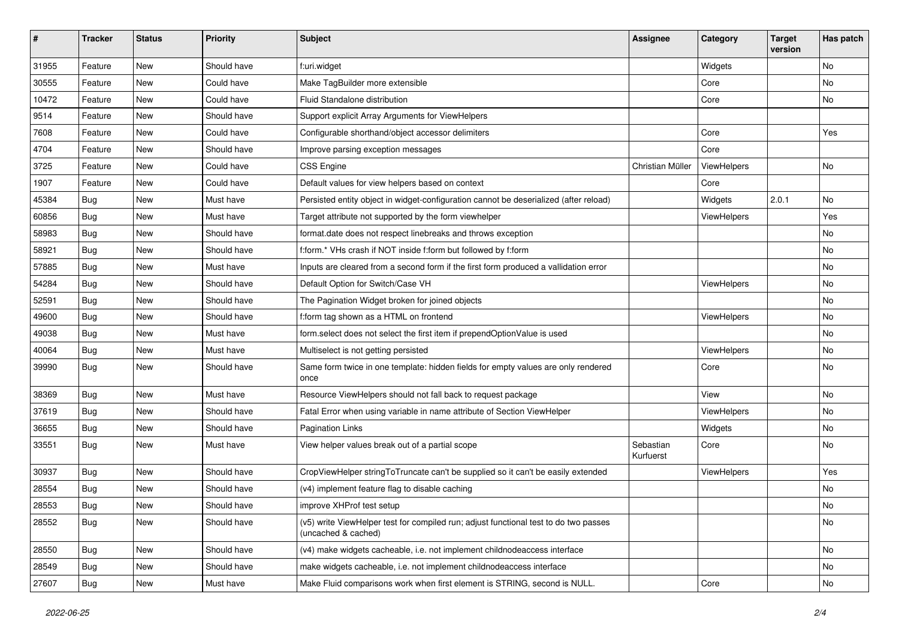| # | Tracker | Status | Priority | Subject | Assignee | Category | Target version | Has patch |
|---|---|---|---|---|---|---|---|---|
| 31955 | Feature | New | Should have | f:uri.widget | | Widgets | | No |
| 30555 | Feature | New | Could have | Make TagBuilder more extensible | | Core | | No |
| 10472 | Feature | New | Could have | Fluid Standalone distribution | | Core | | No |
| 9514 | Feature | New | Should have | Support explicit Array Arguments for ViewHelpers | | | | |
| 7608 | Feature | New | Could have | Configurable shorthand/object accessor delimiters | | Core | | Yes |
| 4704 | Feature | New | Should have | Improve parsing exception messages | | Core | | |
| 3725 | Feature | New | Could have | CSS Engine | Christian Müller | ViewHelpers | | No |
| 1907 | Feature | New | Could have | Default values for view helpers based on context | | Core | | |
| 45384 | Bug | New | Must have | Persisted entity object in widget-configuration cannot be deserialized (after reload) | | Widgets | 2.0.1 | No |
| 60856 | Bug | New | Must have | Target attribute not supported by the form viewhelper | | ViewHelpers | | Yes |
| 58983 | Bug | New | Should have | format.date does not respect linebreaks and throws exception | | | | No |
| 58921 | Bug | New | Should have | f:form.* VHs crash if NOT inside f:form but followed by f:form | | | | No |
| 57885 | Bug | New | Must have | Inputs are cleared from a second form if the first form produced a vallidation error | | | | No |
| 54284 | Bug | New | Should have | Default Option for Switch/Case VH | | ViewHelpers | | No |
| 52591 | Bug | New | Should have | The Pagination Widget broken for joined objects | | | | No |
| 49600 | Bug | New | Should have | f:form tag shown as a HTML on frontend | | ViewHelpers | | No |
| 49038 | Bug | New | Must have | form.select does not select the first item if prependOptionValue is used | | | | No |
| 40064 | Bug | New | Must have | Multiselect is not getting persisted | | ViewHelpers | | No |
| 39990 | Bug | New | Should have | Same form twice in one template: hidden fields for empty values are only rendered once | | Core | | No |
| 38369 | Bug | New | Must have | Resource ViewHelpers should not fall back to request package | | View | | No |
| 37619 | Bug | New | Should have | Fatal Error when using variable in name attribute of Section ViewHelper | | ViewHelpers | | No |
| 36655 | Bug | New | Should have | Pagination Links | | Widgets | | No |
| 33551 | Bug | New | Must have | View helper values break out of a partial scope | Sebastian Kurfuerst | Core | | No |
| 30937 | Bug | New | Should have | CropViewHelper stringToTruncate can't be supplied so it can't be easily extended | | ViewHelpers | | Yes |
| 28554 | Bug | New | Should have | (v4) implement feature flag to disable caching | | | | No |
| 28553 | Bug | New | Should have | improve XHProf test setup | | | | No |
| 28552 | Bug | New | Should have | (v5) write ViewHelper test for compiled run; adjust functional test to do two passes (uncached & cached) | | | | No |
| 28550 | Bug | New | Should have | (v4) make widgets cacheable, i.e. not implement childnodeaccess interface | | | | No |
| 28549 | Bug | New | Should have | make widgets cacheable, i.e. not implement childnodeaccess interface | | | | No |
| 27607 | Bug | New | Must have | Make Fluid comparisons work when first element is STRING, second is NULL. | | Core | | No |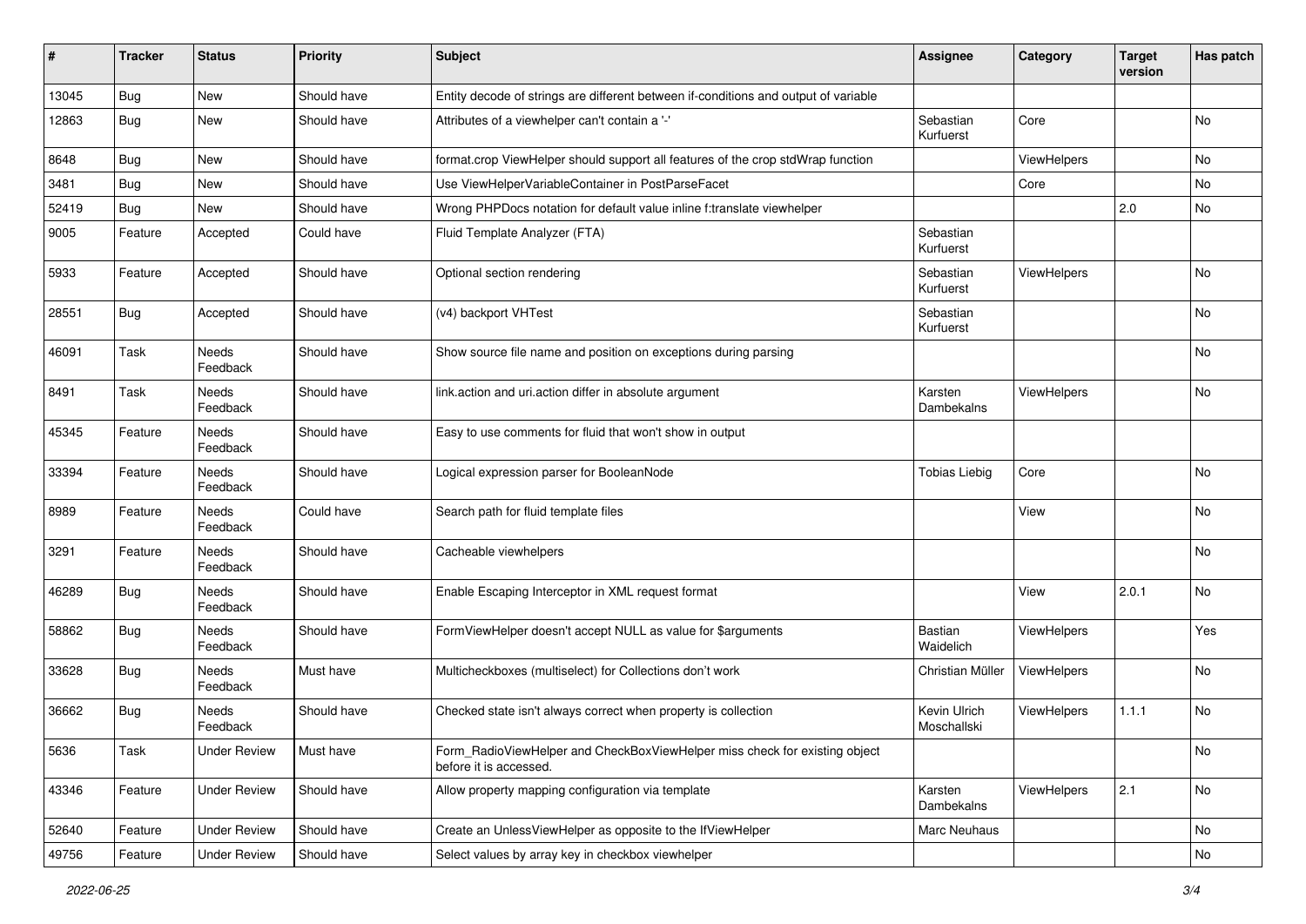| # | Tracker | Status | Priority | Subject | Assignee | Category | Target version | Has patch |
|---|---|---|---|---|---|---|---|---|
| 13045 | Bug | New | Should have | Entity decode of strings are different between if-conditions and output of variable | | | | |
| 12863 | Bug | New | Should have | Attributes of a viewhelper can't contain a '-' | Sebastian Kurfuerst | Core | | No |
| 8648 | Bug | New | Should have | format.crop ViewHelper should support all features of the crop stdWrap function | | ViewHelpers | | No |
| 3481 | Bug | New | Should have | Use ViewHelperVariableContainer in PostParseFacet | | Core | | No |
| 52419 | Bug | New | Should have | Wrong PHPDocs notation for default value inline f:translate viewhelper | | | 2.0 | No |
| 9005 | Feature | Accepted | Could have | Fluid Template Analyzer (FTA) | Sebastian Kurfuerst | | | |
| 5933 | Feature | Accepted | Should have | Optional section rendering | Sebastian Kurfuerst | ViewHelpers | | No |
| 28551 | Bug | Accepted | Should have | (v4) backport VHTest | Sebastian Kurfuerst | | | No |
| 46091 | Task | Needs Feedback | Should have | Show source file name and position on exceptions during parsing | | | | No |
| 8491 | Task | Needs Feedback | Should have | link.action and uri.action differ in absolute argument | Karsten Dambekalns | ViewHelpers | | No |
| 45345 | Feature | Needs Feedback | Should have | Easy to use comments for fluid that won't show in output | | | | |
| 33394 | Feature | Needs Feedback | Should have | Logical expression parser for BooleanNode | Tobias Liebig | Core | | No |
| 8989 | Feature | Needs Feedback | Could have | Search path for fluid template files | | View | | No |
| 3291 | Feature | Needs Feedback | Should have | Cacheable viewhelpers | | | | No |
| 46289 | Bug | Needs Feedback | Should have | Enable Escaping Interceptor in XML request format | | View | 2.0.1 | No |
| 58862 | Bug | Needs Feedback | Should have | FormViewHelper doesn't accept NULL as value for $arguments | Bastian Waidelich | ViewHelpers | | Yes |
| 33628 | Bug | Needs Feedback | Must have | Multicheckboxes (multiselect) for Collections don't work | Christian Müller | ViewHelpers | | No |
| 36662 | Bug | Needs Feedback | Should have | Checked state isn't always correct when property is collection | Kevin Ulrich Moschallski | ViewHelpers | 1.1.1 | No |
| 5636 | Task | Under Review | Must have | Form_RadioViewHelper and CheckBoxViewHelper miss check for existing object before it is accessed. | | | | No |
| 43346 | Feature | Under Review | Should have | Allow property mapping configuration via template | Karsten Dambekalns | ViewHelpers | 2.1 | No |
| 52640 | Feature | Under Review | Should have | Create an UnlessViewHelper as opposite to the IfViewHelper | Marc Neuhaus | | | No |
| 49756 | Feature | Under Review | Should have | Select values by array key in checkbox viewhelper | | | | No |

2022-06-25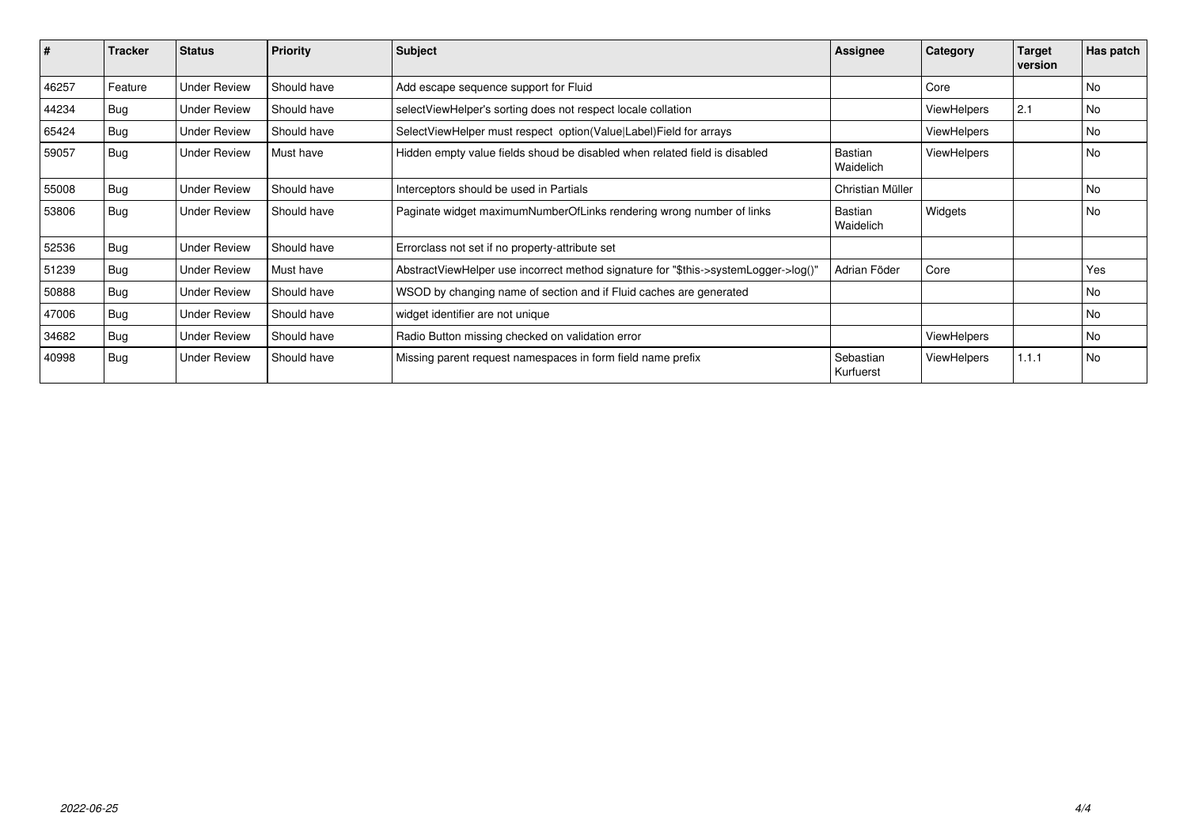| # | Tracker | Status | Priority | Subject | Assignee | Category | Target version | Has patch |
|---|---|---|---|---|---|---|---|---|
| 46257 | Feature | Under Review | Should have | Add escape sequence support for Fluid | | Core | | No |
| 44234 | Bug | Under Review | Should have | selectViewHelper's sorting does not respect locale collation | | ViewHelpers | 2.1 | No |
| 65424 | Bug | Under Review | Should have | SelectViewHelper must respect option(Value\|Label)Field for arrays | | ViewHelpers | | No |
| 59057 | Bug | Under Review | Must have | Hidden empty value fields shoud be disabled when related field is disabled | Bastian Waidelich | ViewHelpers | | No |
| 55008 | Bug | Under Review | Should have | Interceptors should be used in Partials | Christian Müller | | | No |
| 53806 | Bug | Under Review | Should have | Paginate widget maximumNumberOfLinks rendering wrong number of links | Bastian Waidelich | Widgets | | No |
| 52536 | Bug | Under Review | Should have | Errorclass not set if no property-attribute set | | | | |
| 51239 | Bug | Under Review | Must have | AbstractViewHelper use incorrect method signature for "$this->systemLogger->log()" | Adrian Föder | Core | | Yes |
| 50888 | Bug | Under Review | Should have | WSOD by changing name of section and if Fluid caches are generated | | | | No |
| 47006 | Bug | Under Review | Should have | widget identifier are not unique | | | | No |
| 34682 | Bug | Under Review | Should have | Radio Button missing checked on validation error | | ViewHelpers | | No |
| 40998 | Bug | Under Review | Should have | Missing parent request namespaces in form field name prefix | Sebastian Kurfuerst | ViewHelpers | 1.1.1 | No |

*2022-06-25*